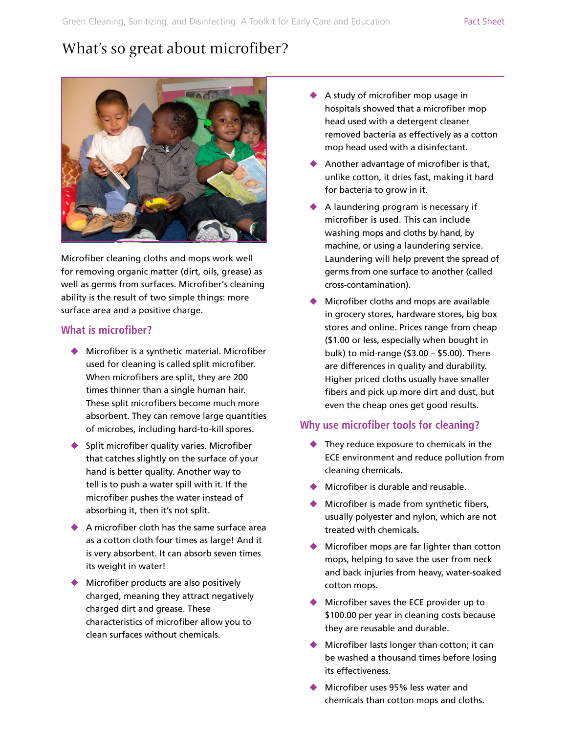# What's so great about microfiber?

Microfiber cleaning cloths and mops work well for removing organic matter (dirt, oils, grease) as well as germs from surfaces. Microfiber's cleaning ability is the result of two simple things: more surface area and a positive charge.

## What is microfiber?

- Microfiber is a synthetic material. Microfiber used for cleaning is called split microfiber. When microfibers are split, they are 200 times thinner than a single human hair. These split microfibers become much more absorbent. They can remove large quantities of microbes, including hard-to-kill spores.
- Split microfiber quality varies. Microfiber that catches slightly on the surface of your hand is better quality. Another way to tell is to push a water spill with it. If the microfiber pushes the water instead of absorbing it, then it's not split.
- A microfiber cloth has the same surface area as a cotton cloth four times as large! And it is very absorbent. It can absorb seven times its weight in water!
- Microfiber products are also positively charged, meaning they attract negatively charged dirt and grease. These characteristics of microfiber allow you to clean surfaces without chemicals.
- A study of microfiber mop usage in hospitals showed that a microfiber mop head used with a detergent cleaner removed bacteria as effectively as a cotton mop head used with a disinfectant.
- Another advantage of microfiber is that, unlike cotton, it dries fast, making it hard for bacteria to grow in it.
- A laundering program is necessary if microfiber is used. This can include washing mops and cloths by hand, by machine, or using a laundering service. Laundering will help prevent the spread of germs from one surface to another (called cross-contamination).
- Microfiber cloths and mops are available in grocery stores, hardware stores, big box stores and online. Prices range from cheap ($1.00 or less, especially when bought in bulk) to mid-range ($3.00 – $5.00). There are differences in quality and durability. Higher priced cloths usually have smaller fibers and pick up more dirt and dust, but even the cheap ones get good results.

## Why use microfiber tools for cleaning?

- They reduce exposure to chemicals in the ECE environment and reduce pollution from cleaning chemicals.
- Microfiber is durable and reusable.
- Microfiber is made from synthetic fibers, usually polyester and nylon, which are not treated with chemicals.
- Microfiber mops are far lighter than cotton mops, helping to save the user from neck and back injuries from heavy, water-soaked cotton mops.
- Microfiber saves the ECE provider up to $100.00 per year in cleaning costs because they are reusable and durable.
- Microfiber lasts longer than cotton; it can be washed a thousand times before losing its effectiveness.
- Microfiber uses 95% less water and chemicals than cotton mops and cloths.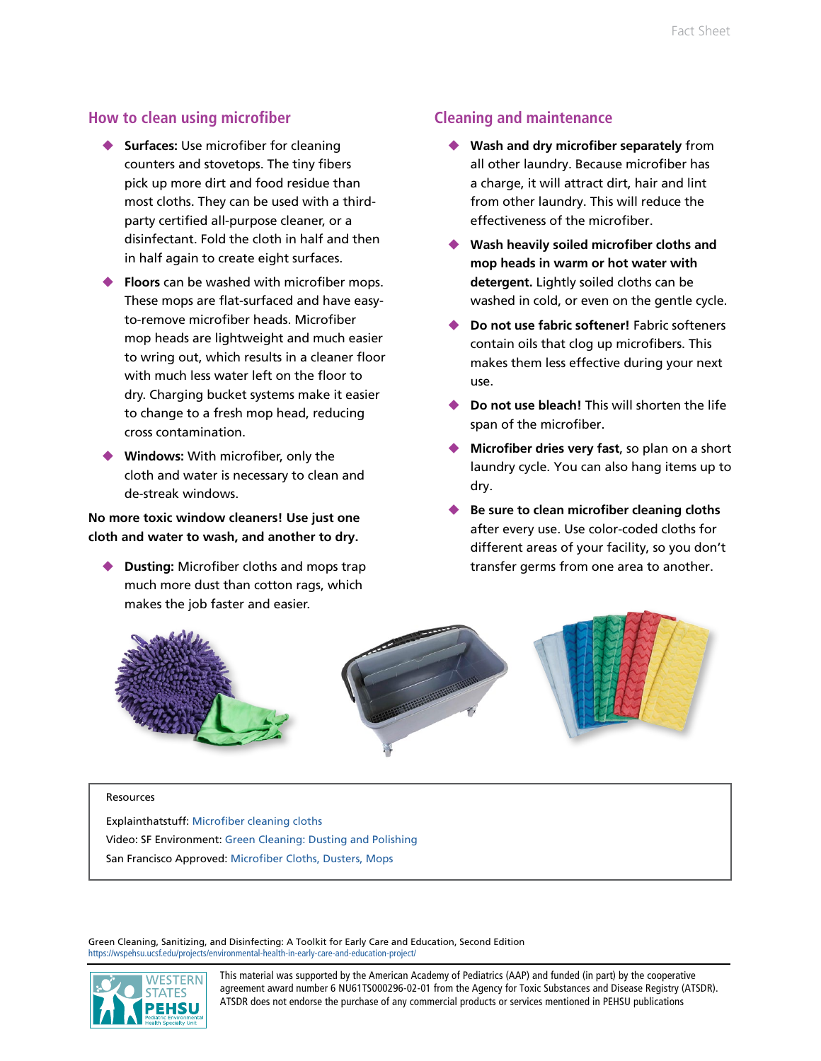## How to clean using microfiber

- **Surfaces:** Use microfiber for cleaning counters and stovetops. The tiny fibers pick up more dirt and food residue than most cloths. They can be used with a third-party certified all-purpose cleaner, or a disinfectant. Fold the cloth in half and then in half again to create eight surfaces.
- **Floors** can be washed with microfiber mops. These mops are flat-surfaced and have easy-to-remove microfiber heads. Microfiber mop heads are lightweight and much easier to wring out, which results in a cleaner floor with much less water left on the floor to dry. Charging bucket systems make it easier to change to a fresh mop head, reducing cross contamination.
- **Windows:** With microfiber, only the cloth and water is necessary to clean and de-streak windows.

**No more toxic window cleaners! Use just one cloth and water to wash, and another to dry.**

- **Dusting:** Microfiber cloths and mops trap much more dust than cotton rags, which makes the job faster and easier.

## Cleaning and maintenance

- **Wash and dry microfiber separately** from all other laundry. Because microfiber has a charge, it will attract dirt, hair and lint from other laundry. This will reduce the effectiveness of the microfiber.
- **Wash heavily soiled microfiber cloths and mop heads in warm or hot water with detergent.** Lightly soiled cloths can be washed in cold, or even on the gentle cycle.
- **Do not use fabric softener!** Fabric softeners contain oils that clog up microfibers. This makes them less effective during your next use.
- **Do not use bleach!** This will shorten the life span of the microfiber.
- **Microfiber dries very fast**, so plan on a short laundry cycle. You can also hang items up to dry.
- **Be sure to clean microfiber cleaning cloths** after every use. Use color-coded cloths for different areas of your facility, so you don't transfer germs from one area to another.

Resources

Explainthatstuff: Microfiber cleaning cloths
Video: SF Environment: Green Cleaning: Dusting and Polishing
San Francisco Approved: Microfiber Cloths, Dusters, Mops

Green Cleaning, Sanitizing, and Disinfecting: A Toolkit for Early Care and Education, Second Edition
https://wspehsu.ucsf.edu/projects/environmental-health-in-early-care-and-education-project/

This material was supported by the American Academy of Pediatrics (AAP) and funded (in part) by the cooperative agreement award number 6 NU61TS000296-02-01 from the Agency for Toxic Substances and Disease Registry (ATSDR). ATSDR does not endorse the purchase of any commercial products or services mentioned in PEHSU publications